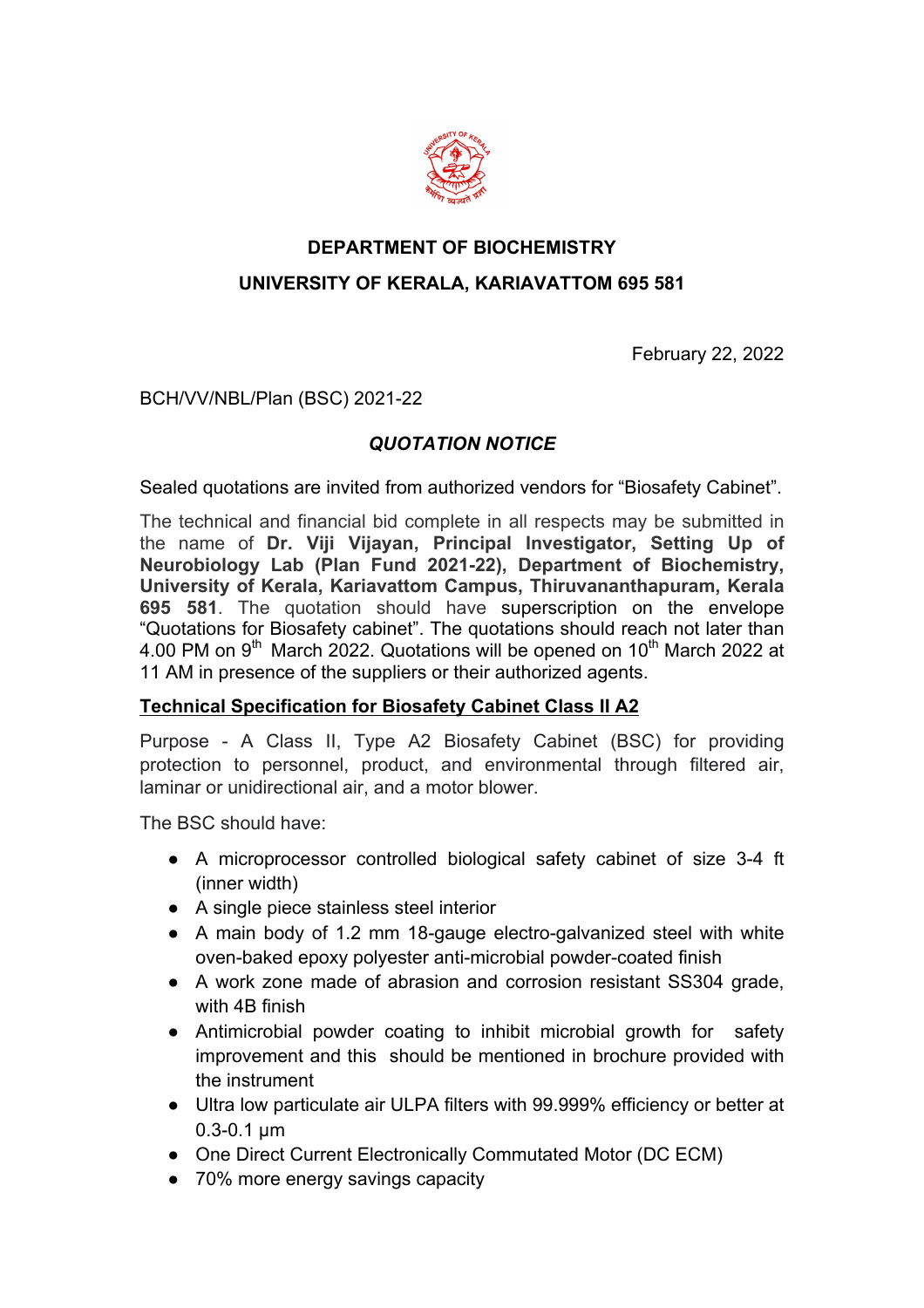**DEPARTMENT OF BIOCHEMISTRY**

**UNIVERSITY OF KERALA, KARIAVATTOM 695 581**

February 22, 2022

BCH/VV/NBL/Plan (BSC) 2021-22

***QUOTATION NOTICE***

Sealed quotations are invited from authorized vendors for "Biosafety Cabinet".

The technical and financial bid complete in all respects may be submitted in the name of **Dr. Viji Vijayan, Principal Investigator, Setting Up of Neurobiology Lab (Plan Fund 2021-22), Department of Biochemistry, University of Kerala, Kariavattom Campus, Thiruvananthapuram, Kerala 695 581**. The quotation should have superscription on the envelope "Quotations for Biosafety cabinet". The quotations should reach not later than 4.00 PM on 9th March 2022. Quotations will be opened on 10th March 2022 at 11 AM in presence of the suppliers or their authorized agents.

**Technical Specification for Biosafety Cabinet Class II A2**

Purpose - A Class II, Type A2 Biosafety Cabinet (BSC) for providing protection to personnel, product, and environmental through filtered air, laminar or unidirectional air, and a motor blower.

The BSC should have:

- A microprocessor controlled biological safety cabinet of size 3-4 ft (inner width)
- A single piece stainless steel interior
- A main body of 1.2 mm 18-gauge electro-galvanized steel with white oven-baked epoxy polyester anti-microbial powder-coated finish
- A work zone made of abrasion and corrosion resistant SS304 grade, with 4B finish
- Antimicrobial powder coating to inhibit microbial growth for safety improvement and this should be mentioned in brochure provided with the instrument
- Ultra low particulate air ULPA filters with 99.999% efficiency or better at 0.3-0.1 µm
- One Direct Current Electronically Commutated Motor (DC ECM)
- 70% more energy savings capacity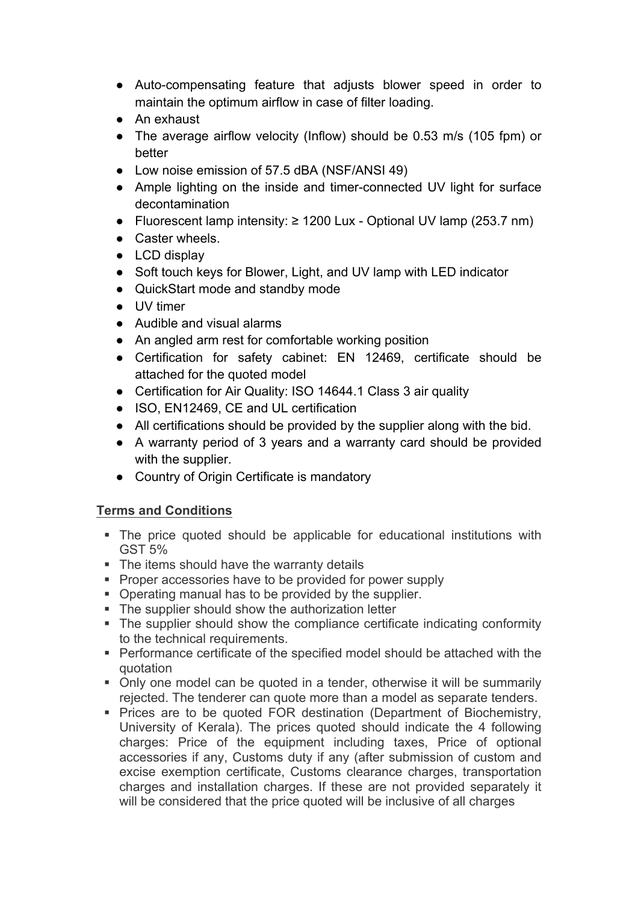- Auto-compensating feature that adjusts blower speed in order to maintain the optimum airflow in case of filter loading.
- An exhaust
- The average airflow velocity (Inflow) should be 0.53 m/s (105 fpm) or better
- Low noise emission of 57.5 dBA (NSF/ANSI 49)
- Ample lighting on the inside and timer-connected UV light for surface decontamination
- Fluorescent lamp intensity: ≥ 1200 Lux - Optional UV lamp (253.7 nm)
- Caster wheels.
- LCD display
- Soft touch keys for Blower, Light, and UV lamp with LED indicator
- QuickStart mode and standby mode
- UV timer
- Audible and visual alarms
- An angled arm rest for comfortable working position
- Certification for safety cabinet: EN 12469, certificate should be attached for the quoted model
- Certification for Air Quality: ISO 14644.1 Class 3 air quality
- ISO, EN12469, CE and UL certification
- All certifications should be provided by the supplier along with the bid.
- A warranty period of 3 years and a warranty card should be provided with the supplier.
- Country of Origin Certificate is mandatory

## Terms and Conditions

- The price quoted should be applicable for educational institutions with GST 5%
- The items should have the warranty details
- Proper accessories have to be provided for power supply
- Operating manual has to be provided by the supplier.
- The supplier should show the authorization letter
- The supplier should show the compliance certificate indicating conformity to the technical requirements.
- Performance certificate of the specified model should be attached with the quotation
- Only one model can be quoted in a tender, otherwise it will be summarily rejected. The tenderer can quote more than a model as separate tenders.
- Prices are to be quoted FOR destination (Department of Biochemistry, University of Kerala). The prices quoted should indicate the 4 following charges: Price of the equipment including taxes, Price of optional accessories if any, Customs duty if any (after submission of custom and excise exemption certificate, Customs clearance charges, transportation charges and installation charges. If these are not provided separately it will be considered that the price quoted will be inclusive of all charges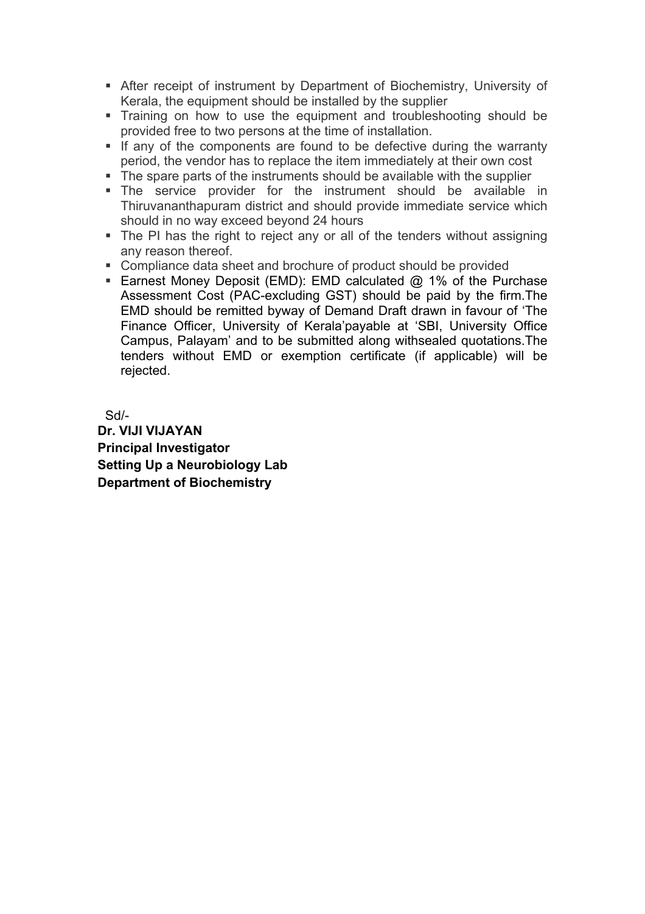- After receipt of instrument by Department of Biochemistry, University of Kerala, the equipment should be installed by the supplier
- Training on how to use the equipment and troubleshooting should be provided free to two persons at the time of installation.
- If any of the components are found to be defective during the warranty period, the vendor has to replace the item immediately at their own cost
- The spare parts of the instruments should be available with the supplier
- The service provider for the instrument should be available in Thiruvananthapuram district and should provide immediate service which should in no way exceed beyond 24 hours
- The PI has the right to reject any or all of the tenders without assigning any reason thereof.
- Compliance data sheet and brochure of product should be provided
- Earnest Money Deposit (EMD): EMD calculated @ 1% of the Purchase Assessment Cost (PAC-excluding GST) should be paid by the firm.The EMD should be remitted byway of Demand Draft drawn in favour of 'The Finance Officer, University of Kerala'payable at 'SBI, University Office Campus, Palayam' and to be submitted along withsealed quotations.The tenders without EMD or exemption certificate (if applicable) will be rejected.

Sd/-

**Dr. VIJI VIJAYAN**
**Principal Investigator**
**Setting Up a Neurobiology Lab**
**Department of Biochemistry**